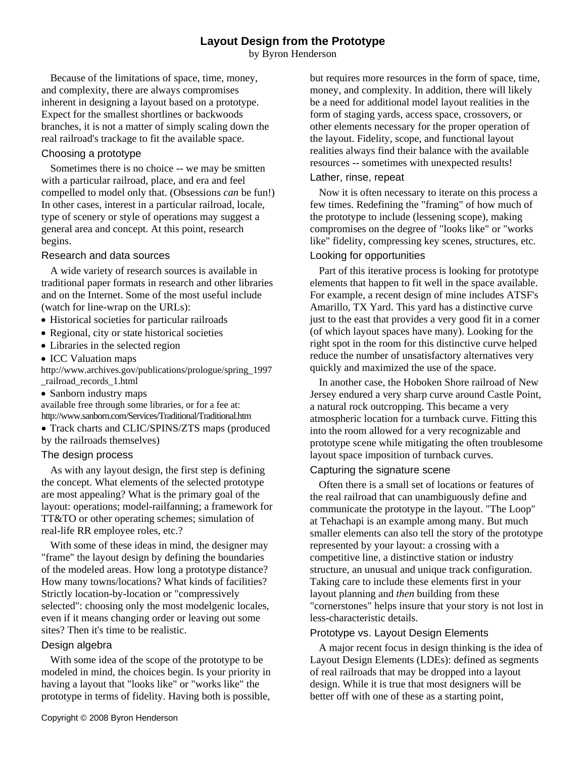# Layout Design from the Prototype

by Byron Henderson

Because of the limitations of space, time, money, and complexity, there are always compromises inherent in designing a layout based on a prototype. Expect for the smallest shortlines or backwoods branches, it is not a matter of simply scaling down the real railroad's trackage to fit the available space.

## Choosing a prototype

Sometimes there is no choice -- we may be smitten with a particular railroad, place, and era and feel compelled to model only that. (Obsessions *can* be fun!) In other cases, interest in a particular railroad, locale, type of scenery or style of operations may suggest a general area and concept. At this point, research begins.

## Research and data sources

A wide variety of research sources is available in traditional paper formats in research and other libraries and on the Internet. Some of the most useful include (watch for line-wrap on the URLs):

- Historical societies for particular railroads
- Regional, city or state historical societies
- Libraries in the selected region
- ICC Valuation maps

http://www.archives.gov/publications/prologue/spring_1997_railroad_records_1.html

- Sanborn industry maps

available free through some libraries, or for a fee at: http://www.sanborn.com/Services/Traditional/Traditional.htm

- Track charts and CLIC/SPINS/ZTS maps (produced by the railroads themselves)

## The design process

As with any layout design, the first step is defining the concept. What elements of the selected prototype are most appealing? What is the primary goal of the layout: operations; model-railfanning; a framework for TT&TO or other operating schemes; simulation of real-life RR employee roles, etc.?

With some of these ideas in mind, the designer may "frame" the layout design by defining the boundaries of the modeled areas. How long a prototype distance? How many towns/locations? What kinds of facilities? Strictly location-by-location or "compressively selected": choosing only the most modelgenic locales, even if it means changing order or leaving out some sites? Then it's time to be realistic.

## Design algebra

With some idea of the scope of the prototype to be modeled in mind, the choices begin. Is your priority in having a layout that "looks like" or "works like" the prototype in terms of fidelity. Having both is possible, but requires more resources in the form of space, time, money, and complexity. In addition, there will likely be a need for additional model layout realities in the form of staging yards, access space, crossovers, or other elements necessary for the proper operation of the layout. Fidelity, scope, and functional layout realities always find their balance with the available resources -- sometimes with unexpected results!

## Lather, rinse, repeat

Now it is often necessary to iterate on this process a few times. Redefining the "framing" of how much of the prototype to include (lessening scope), making compromises on the degree of "looks like" or "works like" fidelity, compressing key scenes, structures, etc.

## Looking for opportunities

Part of this iterative process is looking for prototype elements that happen to fit well in the space available. For example, a recent design of mine includes ATSF's Amarillo, TX Yard. This yard has a distinctive curve just to the east that provides a very good fit in a corner (of which layout spaces have many). Looking for the right spot in the room for this distinctive curve helped reduce the number of unsatisfactory alternatives very quickly and maximized the use of the space.

In another case, the Hoboken Shore railroad of New Jersey endured a very sharp curve around Castle Point, a natural rock outcropping. This became a very atmospheric location for a turnback curve. Fitting this into the room allowed for a very recognizable and prototype scene while mitigating the often troublesome layout space imposition of turnback curves.

## Capturing the signature scene

Often there is a small set of locations or features of the real railroad that can unambiguously define and communicate the prototype in the layout. "The Loop" at Tehachapi is an example among many. But much smaller elements can also tell the story of the prototype represented by your layout: a crossing with a competitive line, a distinctive station or industry structure, an unusual and unique track configuration. Taking care to include these elements first in your layout planning and *then* building from these "cornerstones" helps insure that your story is not lost in less-characteristic details.

## Prototype vs. Layout Design Elements

A major recent focus in design thinking is the idea of Layout Design Elements (LDEs): defined as segments of real railroads that may be dropped into a layout design. While it is true that most designers will be better off with one of these as a starting point,

Copyright © 2008 Byron Henderson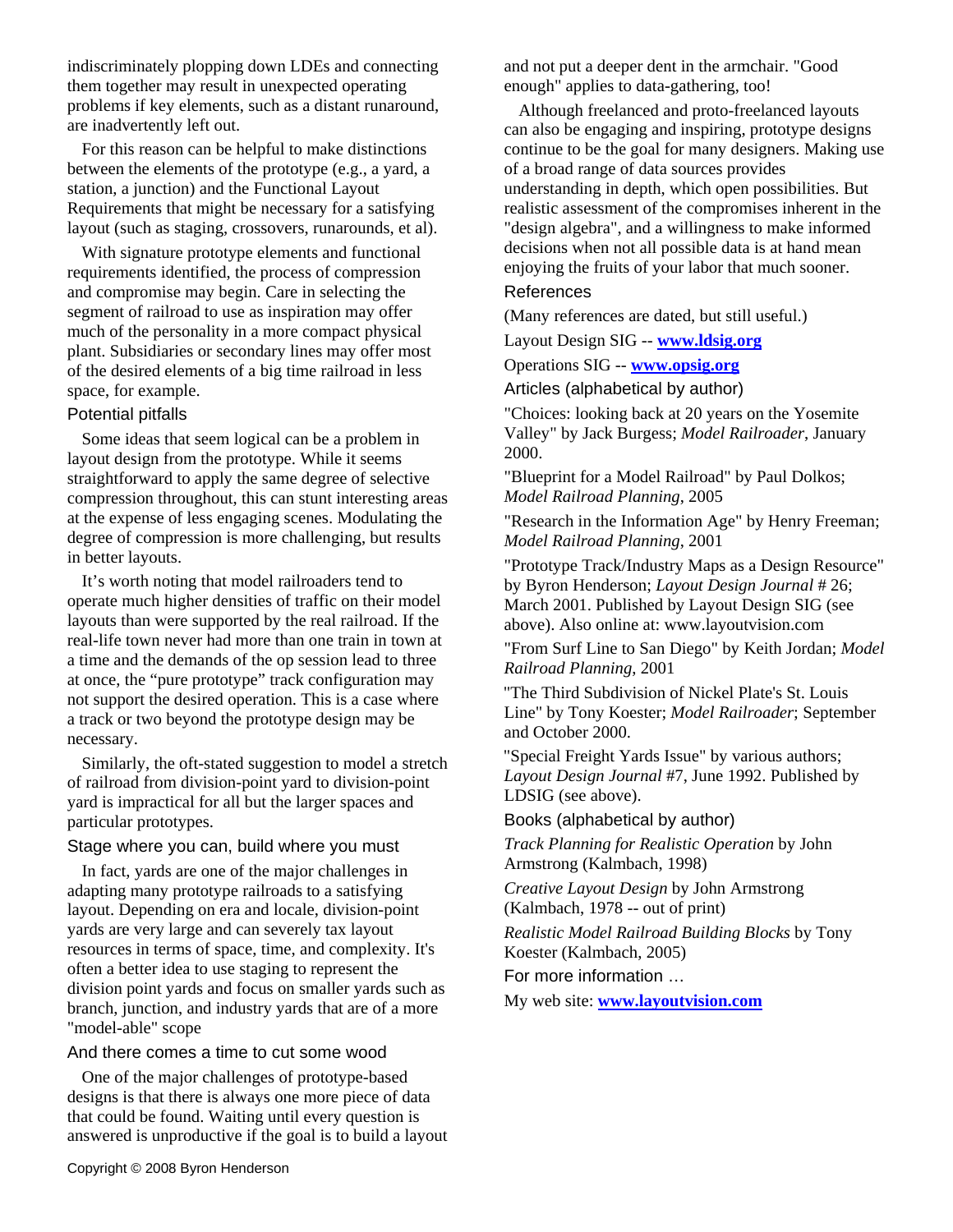indiscriminately plopping down LDEs and connecting them together may result in unexpected operating problems if key elements, such as a distant runaround, are inadvertently left out.

For this reason can be helpful to make distinctions between the elements of the prototype (e.g., a yard, a station, a junction) and the Functional Layout Requirements that might be necessary for a satisfying layout (such as staging, crossovers, runarounds, et al).

With signature prototype elements and functional requirements identified, the process of compression and compromise may begin. Care in selecting the segment of railroad to use as inspiration may offer much of the personality in a more compact physical plant. Subsidiaries or secondary lines may offer most of the desired elements of a big time railroad in less space, for example.

### Potential pitfalls

Some ideas that seem logical can be a problem in layout design from the prototype. While it seems straightforward to apply the same degree of selective compression throughout, this can stunt interesting areas at the expense of less engaging scenes. Modulating the degree of compression is more challenging, but results in better layouts.

It's worth noting that model railroaders tend to operate much higher densities of traffic on their model layouts than were supported by the real railroad. If the real-life town never had more than one train in town at a time and the demands of the op session lead to three at once, the "pure prototype" track configuration may not support the desired operation. This is a case where a track or two beyond the prototype design may be necessary.

Similarly, the oft-stated suggestion to model a stretch of railroad from division-point yard to division-point yard is impractical for all but the larger spaces and particular prototypes.

### Stage where you can, build where you must

In fact, yards are one of the major challenges in adapting many prototype railroads to a satisfying layout. Depending on era and locale, division-point yards are very large and can severely tax layout resources in terms of space, time, and complexity. It's often a better idea to use staging to represent the division point yards and focus on smaller yards such as branch, junction, and industry yards that are of a more "model-able" scope

### And there comes a time to cut some wood

One of the major challenges of prototype-based designs is that there is always one more piece of data that could be found. Waiting until every question is answered is unproductive if the goal is to build a layout and not put a deeper dent in the armchair. "Good enough" applies to data-gathering, too!

Although freelanced and proto-freelanced layouts can also be engaging and inspiring, prototype designs continue to be the goal for many designers. Making use of a broad range of data sources provides understanding in depth, which open possibilities. But realistic assessment of the compromises inherent in the "design algebra", and a willingness to make informed decisions when not all possible data is at hand mean enjoying the fruits of your labor that much sooner.

### References

(Many references are dated, but still useful.)

Layout Design SIG -- **www.ldsig.org**

Operations SIG -- **www.opsig.org**

### Articles (alphabetical by author)

"Choices: looking back at 20 years on the Yosemite Valley" by Jack Burgess; *Model Railroader*, January 2000.

"Blueprint for a Model Railroad" by Paul Dolkos; *Model Railroad Planning*, 2005

"Research in the Information Age" by Henry Freeman; *Model Railroad Planning*, 2001

"Prototype Track/Industry Maps as a Design Resource" by Byron Henderson; *Layout Design Journal* # 26; March 2001. Published by Layout Design SIG (see above). Also online at: www.layoutvision.com

"From Surf Line to San Diego" by Keith Jordan; *Model Railroad Planning*, 2001

"The Third Subdivision of Nickel Plate's St. Louis Line" by Tony Koester; *Model Railroader*; September and October 2000.

"Special Freight Yards Issue" by various authors; *Layout Design Journal* #7, June 1992. Published by LDSIG (see above).

### Books (alphabetical by author)

*Track Planning for Realistic Operation* by John Armstrong (Kalmbach, 1998)

*Creative Layout Design* by John Armstrong (Kalmbach, 1978 -- out of print)

*Realistic Model Railroad Building Blocks* by Tony Koester (Kalmbach, 2005)

### For more information …

My web site: **www.layoutvision.com**

Copyright © 2008 Byron Henderson